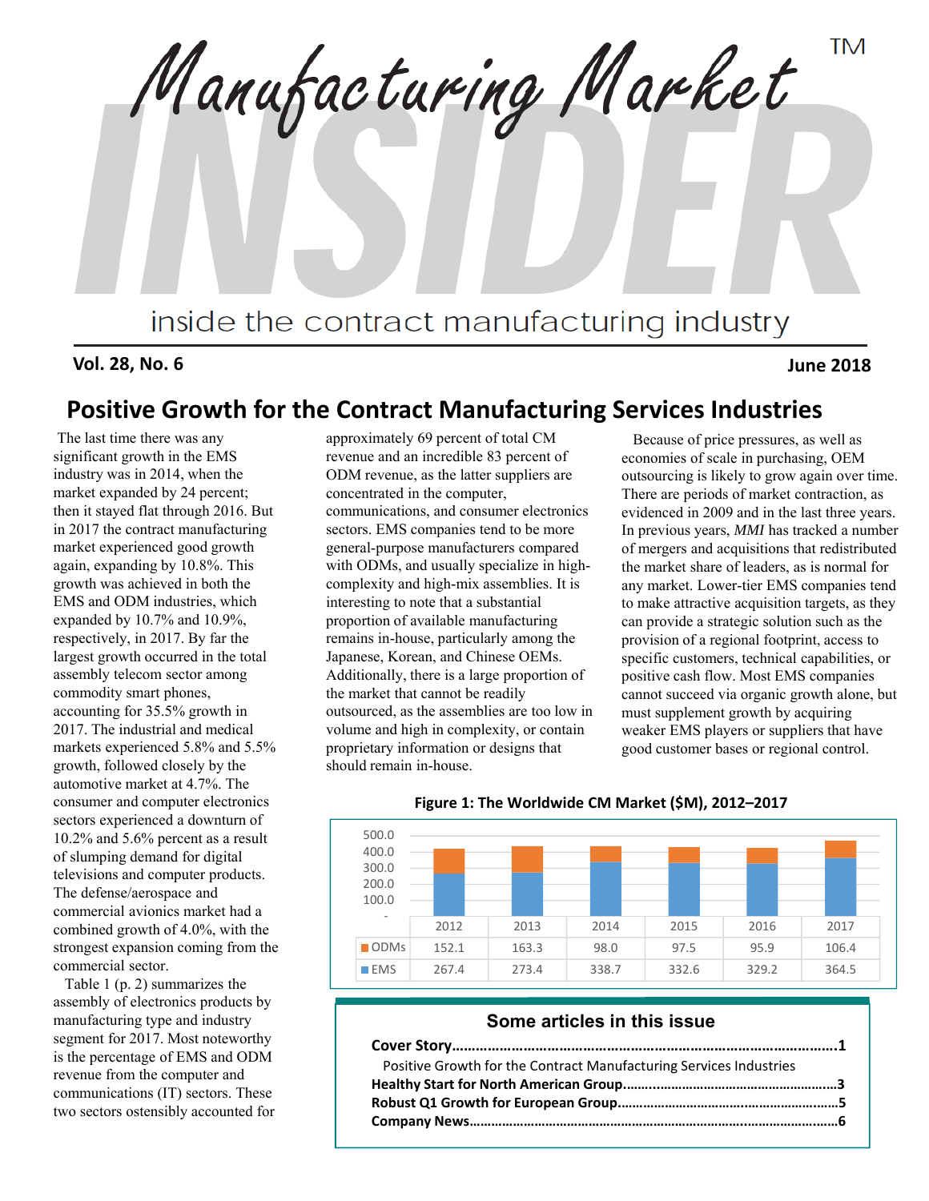# Manufacturing Market INSIDER™

inside the contract manufacturing industry

**Vol. 28, No. 6** **June 2018**

## Positive Growth for the Contract Manufacturing Services Industries

The last time there was any significant growth in the EMS industry was in 2014, when the market expanded by 24 percent; then it stayed flat through 2016. But in 2017 the contract manufacturing market experienced good growth again, expanding by 10.8%. This growth was achieved in both the EMS and ODM industries, which expanded by 10.7% and 10.9%, respectively, in 2017. By far the largest growth occurred in the total assembly telecom sector among commodity smart phones, accounting for 35.5% growth in 2017. The industrial and medical markets experienced 5.8% and 5.5% growth, followed closely by the automotive market at 4.7%. The consumer and computer electronics sectors experienced a downturn of 10.2% and 5.6% percent as a result of slumping demand for digital televisions and computer products. The defense/aerospace and commercial avionics market had a combined growth of 4.0%, with the strongest expansion coming from the commercial sector.

Table 1 (p. 2) summarizes the assembly of electronics products by manufacturing type and industry segment for 2017. Most noteworthy is the percentage of EMS and ODM revenue from the computer and communications (IT) sectors. These two sectors ostensibly accounted for approximately 69 percent of total CM revenue and an incredible 83 percent of ODM revenue, as the latter suppliers are concentrated in the computer, communications, and consumer electronics sectors. EMS companies tend to be more general-purpose manufacturers compared with ODMs, and usually specialize in high-complexity and high-mix assemblies. It is interesting to note that a substantial proportion of available manufacturing remains in-house, particularly among the Japanese, Korean, and Chinese OEMs. Additionally, there is a large proportion of the market that cannot be readily outsourced, as the assemblies are too low in volume and high in complexity, or contain proprietary information or designs that should remain in-house.

Because of price pressures, as well as economies of scale in purchasing, OEM outsourcing is likely to grow again over time. There are periods of market contraction, as evidenced in 2009 and in the last three years. In previous years, *MMI* has tracked a number of mergers and acquisitions that redistributed the market share of leaders, as is normal for any market. Lower-tier EMS companies tend to make attractive acquisition targets, as they can provide a strategic solution such as the provision of a regional footprint, access to specific customers, technical capabilities, or positive cash flow. Most EMS companies cannot succeed via organic growth alone, but must supplement growth by acquiring weaker EMS players or suppliers that have good customer bases or regional control.

**Figure 1: The Worldwide CM Market ($M), 2012–2017**

| | 2012 | 2013 | 2014 | 2015 | 2016 | 2017 |
|---|---|---|---|---|---|---|
| ODMs | 152.1 | 163.3 | 98.0 | 97.5 | 95.9 | 106.4 |
| EMS | 267.4 | 273.4 | 338.7 | 332.6 | 329.2 | 364.5 |

### Some articles in this issue

**Cover Story……1**
Positive Growth for the Contract Manufacturing Services Industries
**Healthy Start for North American Group……3**
**Robust Q1 Growth for European Group……5**
**Company News……6**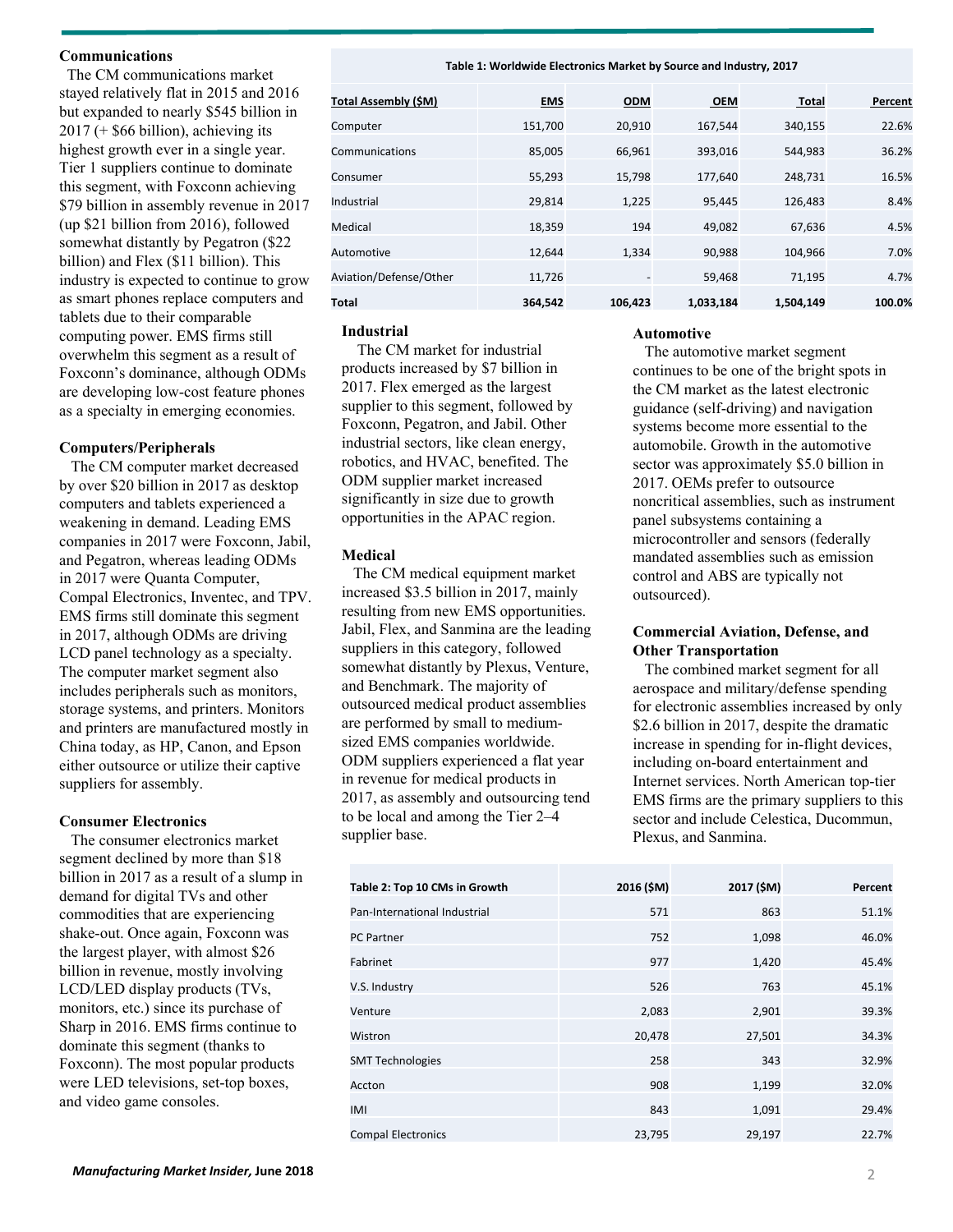### Communications

The CM communications market stayed relatively flat in 2015 and 2016 but expanded to nearly $545 billion in 2017 (+ $66 billion), achieving its highest growth ever in a single year. Tier 1 suppliers continue to dominate this segment, with Foxconn achieving $79 billion in assembly revenue in 2017 (up $21 billion from 2016), followed somewhat distantly by Pegatron ($22 billion) and Flex ($11 billion). This industry is expected to continue to grow as smart phones replace computers and tablets due to their comparable computing power. EMS firms still overwhelm this segment as a result of Foxconn's dominance, although ODMs are developing low-cost feature phones as a specialty in emerging economies.

### Computers/Peripherals

The CM computer market decreased by over $20 billion in 2017 as desktop computers and tablets experienced a weakening in demand. Leading EMS companies in 2017 were Foxconn, Jabil, and Pegatron, whereas leading ODMs in 2017 were Quanta Computer, Compal Electronics, Inventec, and TPV. EMS firms still dominate this segment in 2017, although ODMs are driving LCD panel technology as a specialty. The computer market segment also includes peripherals such as monitors, storage systems, and printers. Monitors and printers are manufactured mostly in China today, as HP, Canon, and Epson either outsource or utilize their captive suppliers for assembly.

### Consumer Electronics

The consumer electronics market segment declined by more than $18 billion in 2017 as a result of a slump in demand for digital TVs and other commodities that are experiencing shake-out. Once again, Foxconn was the largest player, with almost $26 billion in revenue, mostly involving LCD/LED display products (TVs, monitors, etc.) since its purchase of Sharp in 2016. EMS firms continue to dominate this segment (thanks to Foxconn). The most popular products were LED televisions, set-top boxes, and video game consoles.

**Table 1: Worldwide Electronics Market by Source and Industry, 2017**

| Total Assembly ($M) | EMS | ODM | OEM | Total | Percent |
|---|---|---|---|---|---|
| Computer | 151,700 | 20,910 | 167,544 | 340,155 | 22.6% |
| Communications | 85,005 | 66,961 | 393,016 | 544,983 | 36.2% |
| Consumer | 55,293 | 15,798 | 177,640 | 248,731 | 16.5% |
| Industrial | 29,814 | 1,225 | 95,445 | 126,483 | 8.4% |
| Medical | 18,359 | 194 | 49,082 | 67,636 | 4.5% |
| Automotive | 12,644 | 1,334 | 90,988 | 104,966 | 7.0% |
| Aviation/Defense/Other | 11,726 | - | 59,468 | 71,195 | 4.7% |
| **Total** | **364,542** | **106,423** | **1,033,184** | **1,504,149** | **100.0%** |

### Industrial

The CM market for industrial products increased by $7 billion in 2017. Flex emerged as the largest supplier to this segment, followed by Foxconn, Pegatron, and Jabil. Other industrial sectors, like clean energy, robotics, and HVAC, benefited. The ODM supplier market increased significantly in size due to growth opportunities in the APAC region.

### Medical

The CM medical equipment market increased $3.5 billion in 2017, mainly resulting from new EMS opportunities. Jabil, Flex, and Sanmina are the leading suppliers in this category, followed somewhat distantly by Plexus, Venture, and Benchmark. The majority of outsourced medical product assemblies are performed by small to medium-sized EMS companies worldwide. ODM suppliers experienced a flat year in revenue for medical products in 2017, as assembly and outsourcing tend to be local and among the Tier 2–4 supplier base.

### Automotive

The automotive market segment continues to be one of the bright spots in the CM market as the latest electronic guidance (self-driving) and navigation systems become more essential to the automobile. Growth in the automotive sector was approximately $5.0 billion in 2017. OEMs prefer to outsource noncritical assemblies, such as instrument panel subsystems containing a microcontroller and sensors (federally mandated assemblies such as emission control and ABS are typically not outsourced).

### Commercial Aviation, Defense, and Other Transportation

The combined market segment for all aerospace and military/defense spending for electronic assemblies increased by only $2.6 billion in 2017, despite the dramatic increase in spending for in-flight devices, including on-board entertainment and Internet services. North American top-tier EMS firms are the primary suppliers to this sector and include Celestica, Ducommun, Plexus, and Sanmina.

| Table 2: Top 10 CMs in Growth | 2016 ($M) | 2017 ($M) | Percent |
|---|---|---|---|
| Pan-International Industrial | 571 | 863 | 51.1% |
| PC Partner | 752 | 1,098 | 46.0% |
| Fabrinet | 977 | 1,420 | 45.4% |
| V.S. Industry | 526 | 763 | 45.1% |
| Venture | 2,083 | 2,901 | 39.3% |
| Wistron | 20,478 | 27,501 | 34.3% |
| SMT Technologies | 258 | 343 | 32.9% |
| Accton | 908 | 1,199 | 32.0% |
| IMI | 843 | 1,091 | 29.4% |
| Compal Electronics | 23,795 | 29,197 | 22.7% |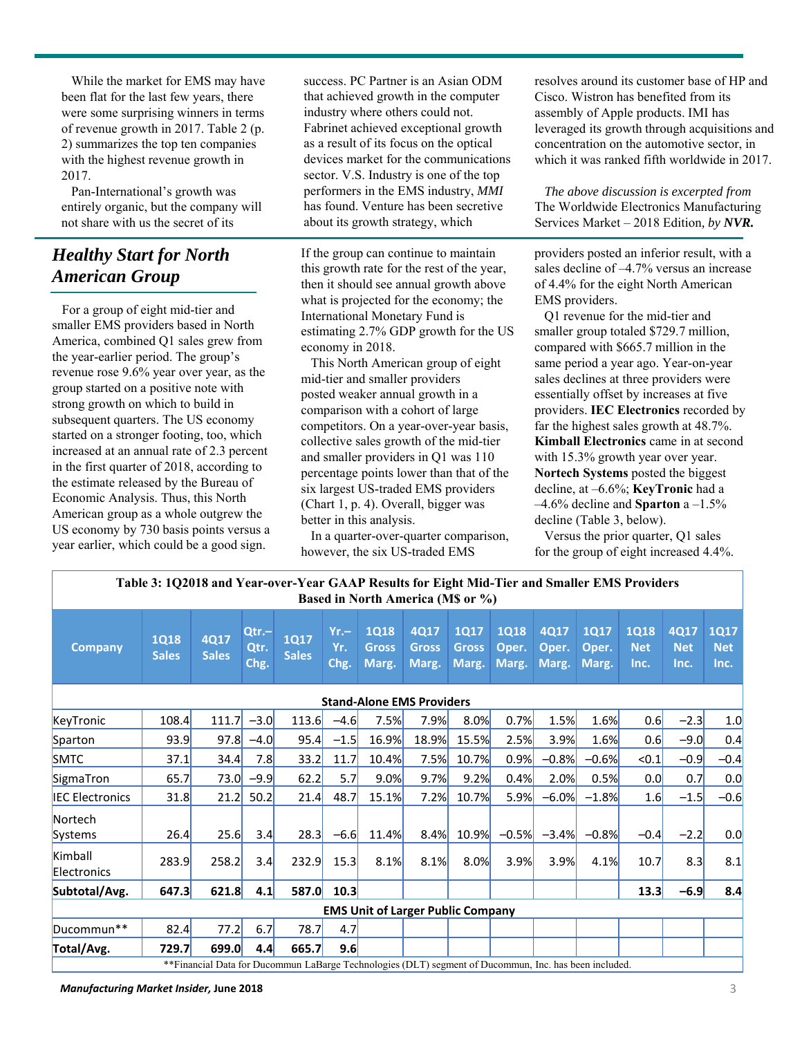While the market for EMS may have been flat for the last few years, there were some surprising winners in terms of revenue growth in 2017. Table 2 (p. 2) summarizes the top ten companies with the highest revenue growth in 2017.

Pan-International's growth was entirely organic, but the company will not share with us the secret of its success. PC Partner is an Asian ODM that achieved growth in the computer industry where others could not. Fabrinet achieved exceptional growth as a result of its focus on the optical devices market for the communications sector. V.S. Industry is one of the top performers in the EMS industry, *MMI* has found. Venture has been secretive about its growth strategy, which resolves around its customer base of HP and Cisco. Wistron has benefited from its assembly of Apple products. IMI has leveraged its growth through acquisitions and concentration on the automotive sector, in which it was ranked fifth worldwide in 2017.

*The above discussion is excerpted from* The Worldwide Electronics Manufacturing Services Market – 2018 Edition*, by* ***NVR.***

## *Healthy Start for North American Group*

For a group of eight mid-tier and smaller EMS providers based in North America, combined Q1 sales grew from the year-earlier period. The group's revenue rose 9.6% year over year, as the group started on a positive note with strong growth on which to build in subsequent quarters. The US economy started on a stronger footing, too, which increased at an annual rate of 2.3 percent in the first quarter of 2018, according to the estimate released by the Bureau of Economic Analysis. Thus, this North American group as a whole outgrew the US economy by 730 basis points versus a year earlier, which could be a good sign.

If the group can continue to maintain this growth rate for the rest of the year, then it should see annual growth above what is projected for the economy; the International Monetary Fund is estimating 2.7% GDP growth for the US economy in 2018.

This North American group of eight mid-tier and smaller providers posted weaker annual growth in a comparison with a cohort of large competitors. On a year-over-year basis, collective sales growth of the mid-tier and smaller providers in Q1 was 110 percentage points lower than that of the six largest US-traded EMS providers (Chart 1, p. 4). Overall, bigger was better in this analysis.

In a quarter-over-quarter comparison, however, the six US-traded EMS providers posted an inferior result, with a sales decline of –4.7% versus an increase of 4.4% for the eight North American EMS providers.

Q1 revenue for the mid-tier and smaller group totaled $729.7 million, compared with $665.7 million in the same period a year ago. Year-on-year sales declines at three providers were essentially offset by increases at five providers. **IEC Electronics** recorded by far the highest sales growth at 48.7%. **Kimball Electronics** came in at second with 15.3% growth year over year. **Nortech Systems** posted the biggest decline, at –6.6%; **KeyTronic** had a –4.6% decline and **Sparton** a –1.5% decline (Table 3, below).

Versus the prior quarter, Q1 sales for the group of eight increased 4.4%.

**Table 3: 1Q2018 and Year-over-Year GAAP Results for Eight Mid-Tier and Smaller EMS Providers Based in North America (M$ or %)**

| Company | 1Q18 Sales | 4Q17 Sales | Qtr.–Qtr. Chg. | 1Q17 Sales | Yr.–Yr. Chg. | 1Q18 Gross Marg. | 4Q17 Gross Marg. | 1Q17 Gross Marg. | 1Q18 Oper. Marg. | 4Q17 Oper. Marg. | 1Q17 Oper. Marg. | 1Q18 Net Inc. | 4Q17 Net Inc. | 1Q17 Net Inc. |
|---|---|---|---|---|---|---|---|---|---|---|---|---|---|---|
| **Stand-Alone EMS Providers** | | | | | | | | | | | | | | |
| KeyTronic | 108.4 | 111.7 | –3.0 | 113.6 | –4.6 | 7.5% | 7.9% | 8.0% | 0.7% | 1.5% | 1.6% | 0.6 | –2.3 | 1.0 |
| Sparton | 93.9 | 97.8 | –4.0 | 95.4 | –1.5 | 16.9% | 18.9% | 15.5% | 2.5% | 3.9% | 1.6% | 0.6 | –9.0 | 0.4 |
| SMTC | 37.1 | 34.4 | 7.8 | 33.2 | 11.7 | 10.4% | 7.5% | 10.7% | 0.9% | –0.8% | –0.6% | <0.1 | –0.9 | –0.4 |
| SigmaTron | 65.7 | 73.0 | –9.9 | 62.2 | 5.7 | 9.0% | 9.7% | 9.2% | 0.4% | 2.0% | 0.5% | 0.0 | 0.7 | 0.0 |
| IEC Electronics | 31.8 | 21.2 | 50.2 | 21.4 | 48.7 | 15.1% | 7.2% | 10.7% | 5.9% | –6.0% | –1.8% | 1.6 | –1.5 | –0.6 |
| Nortech Systems | 26.4 | 25.6 | 3.4 | 28.3 | –6.6 | 11.4% | 8.4% | 10.9% | –0.5% | –3.4% | –0.8% | –0.4 | –2.2 | 0.0 |
| Kimball Electronics | 283.9 | 258.2 | 3.4 | 232.9 | 15.3 | 8.1% | 8.1% | 8.0% | 3.9% | 3.9% | 4.1% | 10.7 | 8.3 | 8.1 |
| **Subtotal/Avg.** | **647.3** | **621.8** | **4.1** | **587.0** | **10.3** | | | | | | | **13.3** | **–6.9** | **8.4** |
| **EMS Unit of Larger Public Company** | | | | | | | | | | | | | | |
| Ducommun** | 82.4 | 77.2 | 6.7 | 78.7 | 4.7 | | | | | | | | | |
| **Total/Avg.** | **729.7** | **699.0** | **4.4** | **665.7** | **9.6** | | | | | | | | | |

**Financial Data for Ducommun LaBarge Technologies (DLT) segment of Ducommun, Inc. has been included.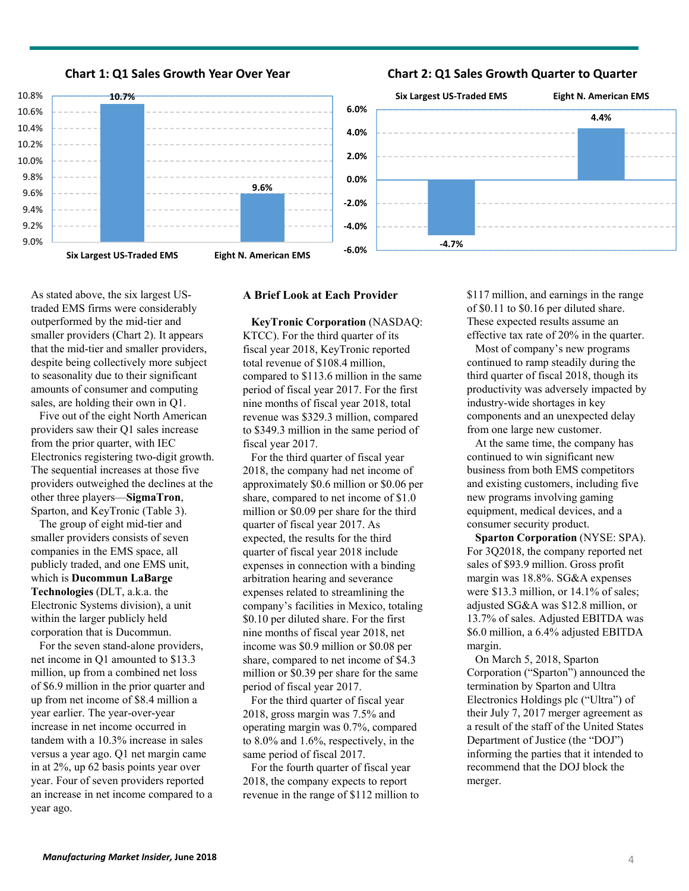**Chart 1: Q1 Sales Growth Year Over Year**

| | Six Largest US-Traded EMS | Eight N. American EMS |
|---|---|---|
| Q1 Sales Growth YoY | 10.7% | 9.6% |

**Chart 2: Q1 Sales Growth Quarter to Quarter**

| | Six Largest US-Traded EMS | Eight N. American EMS |
|---|---|---|
| Q1 Sales Growth QoQ | -4.7% | 4.4% |

As stated above, the six largest US-traded EMS firms were considerably outperformed by the mid-tier and smaller providers (Chart 2). It appears that the mid-tier and smaller providers, despite being collectively more subject to seasonality due to their significant amounts of consumer and computing sales, are holding their own in Q1.

Five out of the eight North American providers saw their Q1 sales increase from the prior quarter, with IEC Electronics registering two-digit growth. The sequential increases at those five providers outweighed the declines at the other three players—**SigmaTron**, Sparton, and KeyTronic (Table 3).

The group of eight mid-tier and smaller providers consists of seven companies in the EMS space, all publicly traded, and one EMS unit, which is **Ducommun LaBarge Technologies** (DLT, a.k.a. the Electronic Systems division), a unit within the larger publicly held corporation that is Ducommun.

For the seven stand-alone providers, net income in Q1 amounted to $13.3 million, up from a combined net loss of $6.9 million in the prior quarter and up from net income of $8.4 million a year earlier. The year-over-year increase in net income occurred in tandem with a 10.3% increase in sales versus a year ago. Q1 net margin came in at 2%, up 62 basis points year over year. Four of seven providers reported an increase in net income compared to a year ago.

### A Brief Look at Each Provider

**KeyTronic Corporation** (NASDAQ: KTCC). For the third quarter of its fiscal year 2018, KeyTronic reported total revenue of $108.4 million, compared to $113.6 million in the same period of fiscal year 2017. For the first nine months of fiscal year 2018, total revenue was $329.3 million, compared to $349.3 million in the same period of fiscal year 2017.

For the third quarter of fiscal year 2018, the company had net income of approximately $0.6 million or $0.06 per share, compared to net income of $1.0 million or $0.09 per share for the third quarter of fiscal year 2017. As expected, the results for the third quarter of fiscal year 2018 include expenses in connection with a binding arbitration hearing and severance expenses related to streamlining the company's facilities in Mexico, totaling $0.10 per diluted share. For the first nine months of fiscal year 2018, net income was $0.9 million or $0.08 per share, compared to net income of $4.3 million or $0.39 per share for the same period of fiscal year 2017.

For the third quarter of fiscal year 2018, gross margin was 7.5% and operating margin was 0.7%, compared to 8.0% and 1.6%, respectively, in the same period of fiscal 2017.

For the fourth quarter of fiscal year 2018, the company expects to report revenue in the range of $112 million to $117 million, and earnings in the range of $0.11 to $0.16 per diluted share. These expected results assume an effective tax rate of 20% in the quarter.

Most of company's new programs continued to ramp steadily during the third quarter of fiscal 2018, though its productivity was adversely impacted by industry-wide shortages in key components and an unexpected delay from one large new customer.

At the same time, the company has continued to win significant new business from both EMS competitors and existing customers, including five new programs involving gaming equipment, medical devices, and a consumer security product.

**Sparton Corporation** (NYSE: SPA). For 3Q2018, the company reported net sales of $93.9 million. Gross profit margin was 18.8%. SG&A expenses were $13.3 million, or 14.1% of sales; adjusted SG&A was $12.8 million, or 13.7% of sales. Adjusted EBITDA was $6.0 million, a 6.4% adjusted EBITDA margin.

On March 5, 2018, Sparton Corporation ("Sparton") announced the termination by Sparton and Ultra Electronics Holdings plc ("Ultra") of their July 7, 2017 merger agreement as a result of the staff of the United States Department of Justice (the "DOJ") informing the parties that it intended to recommend that the DOJ block the merger.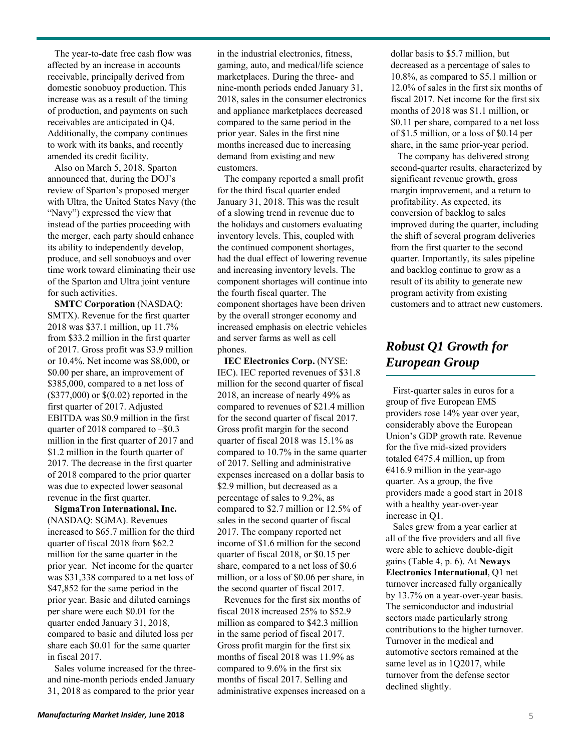The year-to-date free cash flow was affected by an increase in accounts receivable, principally derived from domestic sonobuoy production. This increase was as a result of the timing of production, and payments on such receivables are anticipated in Q4. Additionally, the company continues to work with its banks, and recently amended its credit facility.

Also on March 5, 2018, Sparton announced that, during the DOJ's review of Sparton's proposed merger with Ultra, the United States Navy (the "Navy") expressed the view that instead of the parties proceeding with the merger, each party should enhance its ability to independently develop, produce, and sell sonobuoys and over time work toward eliminating their use of the Sparton and Ultra joint venture for such activities.

**SMTC Corporation** (NASDAQ: SMTX). Revenue for the first quarter 2018 was $37.1 million, up 11.7% from $33.2 million in the first quarter of 2017. Gross profit was $3.9 million or 10.4%. Net income was $8,000, or $0.00 per share, an improvement of $385,000, compared to a net loss of ($377,000) or $(0.02) reported in the first quarter of 2017. Adjusted EBITDA was $0.9 million in the first quarter of 2018 compared to –$0.3 million in the first quarter of 2017 and $1.2 million in the fourth quarter of 2017. The decrease in the first quarter of 2018 compared to the prior quarter was due to expected lower seasonal revenue in the first quarter.

**SigmaTron International, Inc.** (NASDAQ: SGMA). Revenues increased to $65.7 million for the third quarter of fiscal 2018 from $62.2 million for the same quarter in the prior year. Net income for the quarter was $31,338 compared to a net loss of $47,852 for the same period in the prior year. Basic and diluted earnings per share were each $0.01 for the quarter ended January 31, 2018, compared to basic and diluted loss per share each $0.01 for the same quarter in fiscal 2017.

Sales volume increased for the three- and nine-month periods ended January 31, 2018 as compared to the prior year in the industrial electronics, fitness, gaming, auto, and medical/life science marketplaces. During the three- and nine-month periods ended January 31, 2018, sales in the consumer electronics and appliance marketplaces decreased compared to the same period in the prior year. Sales in the first nine months increased due to increasing demand from existing and new customers.

The company reported a small profit for the third fiscal quarter ended January 31, 2018. This was the result of a slowing trend in revenue due to the holidays and customers evaluating inventory levels. This, coupled with the continued component shortages, had the dual effect of lowering revenue and increasing inventory levels. The component shortages will continue into the fourth fiscal quarter. The component shortages have been driven by the overall stronger economy and increased emphasis on electric vehicles and server farms as well as cell phones.

**IEC Electronics Corp.** (NYSE: IEC). IEC reported revenues of $31.8 million for the second quarter of fiscal 2018, an increase of nearly 49% as compared to revenues of $21.4 million for the second quarter of fiscal 2017. Gross profit margin for the second quarter of fiscal 2018 was 15.1% as compared to 10.7% in the same quarter of 2017. Selling and administrative expenses increased on a dollar basis to $2.9 million, but decreased as a percentage of sales to 9.2%, as compared to $2.7 million or 12.5% of sales in the second quarter of fiscal 2017. The company reported net income of $1.6 million for the second quarter of fiscal 2018, or $0.15 per share, compared to a net loss of $0.6 million, or a loss of $0.06 per share, in the second quarter of fiscal 2017.

Revenues for the first six months of fiscal 2018 increased 25% to $52.9 million as compared to $42.3 million in the same period of fiscal 2017. Gross profit margin for the first six months of fiscal 2018 was 11.9% as compared to 9.6% in the first six months of fiscal 2017. Selling and administrative expenses increased on a dollar basis to $5.7 million, but decreased as a percentage of sales to 10.8%, as compared to $5.1 million or 12.0% of sales in the first six months of fiscal 2017. Net income for the first six months of 2018 was $1.1 million, or $0.11 per share, compared to a net loss of $1.5 million, or a loss of $0.14 per share, in the same prior-year period.

The company has delivered strong second-quarter results, characterized by significant revenue growth, gross margin improvement, and a return to profitability. As expected, its conversion of backlog to sales improved during the quarter, including the shift of several program deliveries from the first quarter to the second quarter. Importantly, its sales pipeline and backlog continue to grow as a result of its ability to generate new program activity from existing customers and to attract new customers.

## *Robust Q1 Growth for European Group*

First-quarter sales in euros for a group of five European EMS providers rose 14% year over year, considerably above the European Union's GDP growth rate. Revenue for the five mid-sized providers totaled €475.4 million, up from €416.9 million in the year-ago quarter. As a group, the five providers made a good start in 2018 with a healthy year-over-year increase in Q1.

Sales grew from a year earlier at all of the five providers and all five were able to achieve double-digit gains (Table 4, p. 6). At **Neways Electronics International**, Q1 net turnover increased fully organically by 13.7% on a year-over-year basis. The semiconductor and industrial sectors made particularly strong contributions to the higher turnover. Turnover in the medical and automotive sectors remained at the same level as in 1Q2017, while turnover from the defense sector declined slightly.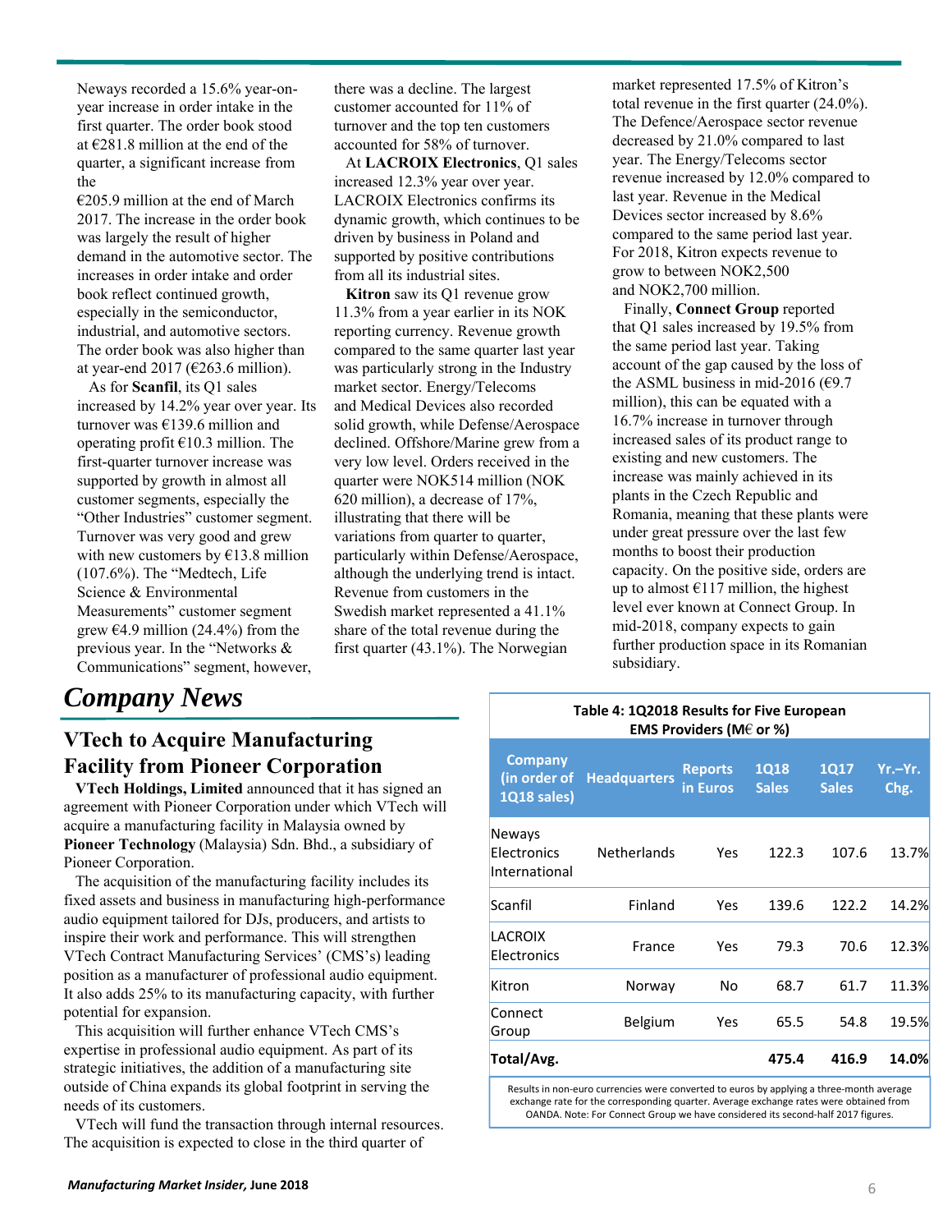Neways recorded a 15.6% year-on-year increase in order intake in the first quarter. The order book stood at €281.8 million at the end of the quarter, a significant increase from the €205.9 million at the end of March 2017. The increase in the order book was largely the result of higher demand in the automotive sector. The increases in order intake and order book reflect continued growth, especially in the semiconductor, industrial, and automotive sectors. The order book was also higher than at year-end 2017 (€263.6 million).

As for **Scanfil**, its Q1 sales increased by 14.2% year over year. Its turnover was €139.6 million and operating profit €10.3 million. The first-quarter turnover increase was supported by growth in almost all customer segments, especially the "Other Industries" customer segment. Turnover was very good and grew with new customers by €13.8 million (107.6%). The "Medtech, Life Science & Environmental Measurements" customer segment grew €4.9 million (24.4%) from the previous year. In the "Networks & Communications" segment, however, there was a decline. The largest customer accounted for 11% of turnover and the top ten customers accounted for 58% of turnover.

At **LACROIX Electronics**, Q1 sales increased 12.3% year over year. LACROIX Electronics confirms its dynamic growth, which continues to be driven by business in Poland and supported by positive contributions from all its industrial sites.

**Kitron** saw its Q1 revenue grow 11.3% from a year earlier in its NOK reporting currency. Revenue growth compared to the same quarter last year was particularly strong in the Industry market sector. Energy/Telecoms and Medical Devices also recorded solid growth, while Defense/Aerospace declined. Offshore/Marine grew from a very low level. Orders received in the quarter were NOK514 million (NOK 620 million), a decrease of 17%, illustrating that there will be variations from quarter to quarter, particularly within Defense/Aerospace, although the underlying trend is intact. Revenue from customers in the Swedish market represented a 41.1% share of the total revenue during the first quarter (43.1%). The Norwegian market represented 17.5% of Kitron's total revenue in the first quarter (24.0%). The Defence/Aerospace sector revenue decreased by 21.0% compared to last year. The Energy/Telecoms sector revenue increased by 12.0% compared to last year. Revenue in the Medical Devices sector increased by 8.6% compared to the same period last year. For 2018, Kitron expects revenue to grow to between NOK2,500 and NOK2,700 million.

Finally, **Connect Group** reported that Q1 sales increased by 19.5% from the same period last year. Taking account of the gap caused by the loss of the ASML business in mid-2016 (€9.7 million), this can be equated with a 16.7% increase in turnover through increased sales of its product range to existing and new customers. The increase was mainly achieved in its plants in the Czech Republic and Romania, meaning that these plants were under great pressure over the last few months to boost their production capacity. On the positive side, orders are up to almost €117 million, the highest level ever known at Connect Group. In mid-2018, company expects to gain further production space in its Romanian subsidiary.

**Table 4: 1Q2018 Results for Five European EMS Providers (M€ or %)**

| Company (in order of 1Q18 sales) | Headquarters | Reports in Euros | 1Q18 Sales | 1Q17 Sales | Yr.–Yr. Chg. |
|---|---|---|---|---|---|
| Neways Electronics International | Netherlands | Yes | 122.3 | 107.6 | 13.7% |
| Scanfil | Finland | Yes | 139.6 | 122.2 | 14.2% |
| LACROIX Electronics | France | Yes | 79.3 | 70.6 | 12.3% |
| Kitron | Norway | No | 68.7 | 61.7 | 11.3% |
| Connect Group | Belgium | Yes | 65.5 | 54.8 | 19.5% |
| **Total/Avg.** | | | **475.4** | **416.9** | **14.0%** |

Results in non-euro currencies were converted to euros by applying a three-month average exchange rate for the corresponding quarter. Average exchange rates were obtained from OANDA. Note: For Connect Group we have considered its second-half 2017 figures.

# *Company News*

## VTech to Acquire Manufacturing Facility from Pioneer Corporation

**VTech Holdings, Limited** announced that it has signed an agreement with Pioneer Corporation under which VTech will acquire a manufacturing facility in Malaysia owned by **Pioneer Technology** (Malaysia) Sdn. Bhd., a subsidiary of Pioneer Corporation.

The acquisition of the manufacturing facility includes its fixed assets and business in manufacturing high-performance audio equipment tailored for DJs, producers, and artists to inspire their work and performance. This will strengthen VTech Contract Manufacturing Services' (CMS's) leading position as a manufacturer of professional audio equipment. It also adds 25% to its manufacturing capacity, with further potential for expansion.

This acquisition will further enhance VTech CMS's expertise in professional audio equipment. As part of its strategic initiatives, the addition of a manufacturing site outside of China expands its global footprint in serving the needs of its customers.

VTech will fund the transaction through internal resources. The acquisition is expected to close in the third quarter of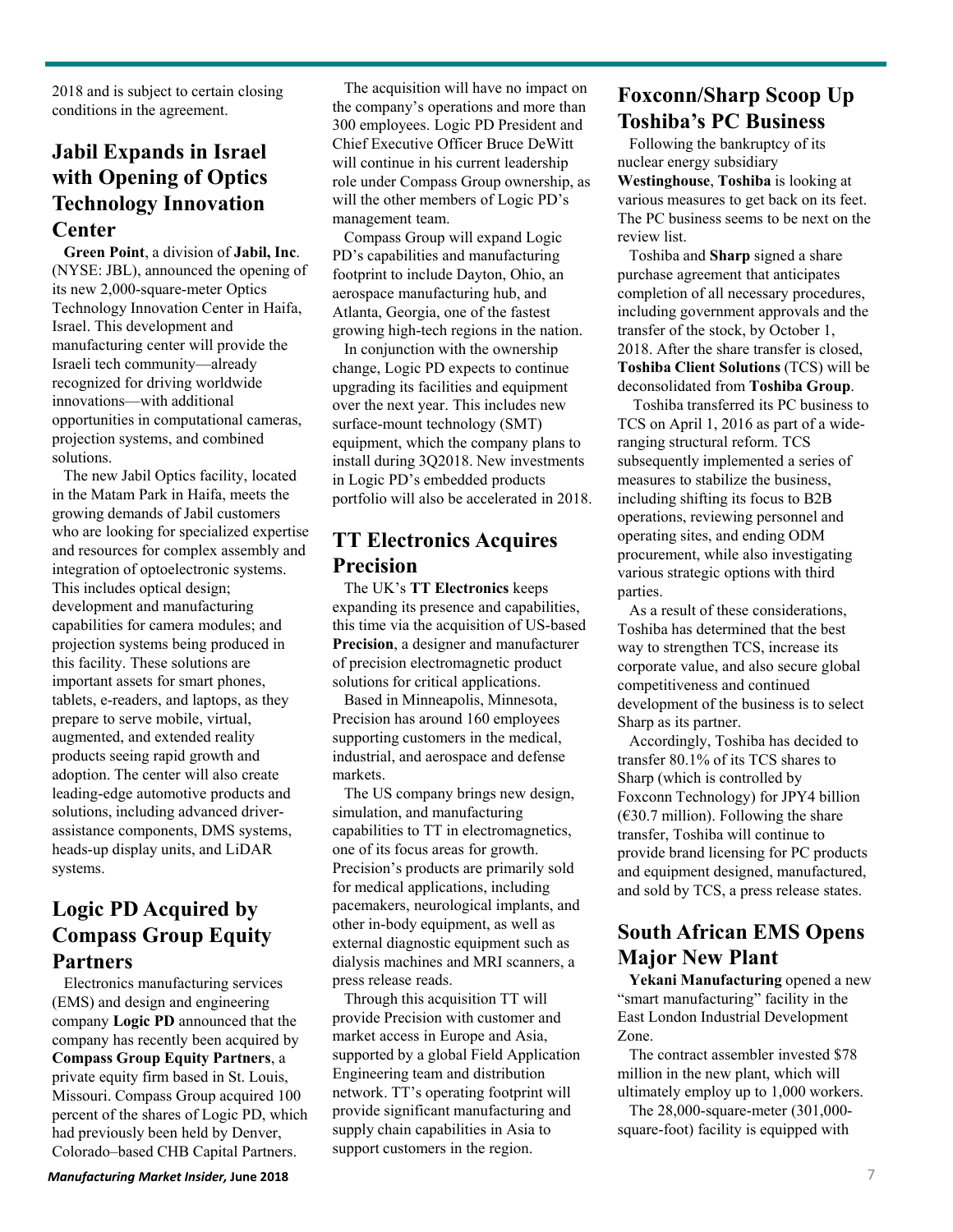2018 and is subject to certain closing conditions in the agreement.

## Jabil Expands in Israel with Opening of Optics Technology Innovation Center

**Green Point**, a division of **Jabil, Inc**. (NYSE: JBL), announced the opening of its new 2,000-square-meter Optics Technology Innovation Center in Haifa, Israel. This development and manufacturing center will provide the Israeli tech community—already recognized for driving worldwide innovations—with additional opportunities in computational cameras, projection systems, and combined solutions.

The new Jabil Optics facility, located in the Matam Park in Haifa, meets the growing demands of Jabil customers who are looking for specialized expertise and resources for complex assembly and integration of optoelectronic systems. This includes optical design; development and manufacturing capabilities for camera modules; and projection systems being produced in this facility. These solutions are important assets for smart phones, tablets, e-readers, and laptops, as they prepare to serve mobile, virtual, augmented, and extended reality products seeing rapid growth and adoption. The center will also create leading-edge automotive products and solutions, including advanced driver-assistance components, DMS systems, heads-up display units, and LiDAR systems.

## Logic PD Acquired by Compass Group Equity Partners

Electronics manufacturing services (EMS) and design and engineering company **Logic PD** announced that the company has recently been acquired by **Compass Group Equity Partners**, a private equity firm based in St. Louis, Missouri. Compass Group acquired 100 percent of the shares of Logic PD, which had previously been held by Denver, Colorado–based CHB Capital Partners.

The acquisition will have no impact on the company's operations and more than 300 employees. Logic PD President and Chief Executive Officer Bruce DeWitt will continue in his current leadership role under Compass Group ownership, as will the other members of Logic PD's management team.

Compass Group will expand Logic PD's capabilities and manufacturing footprint to include Dayton, Ohio, an aerospace manufacturing hub, and Atlanta, Georgia, one of the fastest growing high-tech regions in the nation.

In conjunction with the ownership change, Logic PD expects to continue upgrading its facilities and equipment over the next year. This includes new surface-mount technology (SMT) equipment, which the company plans to install during 3Q2018. New investments in Logic PD's embedded products portfolio will also be accelerated in 2018.

## TT Electronics Acquires Precision

The UK's **TT Electronics** keeps expanding its presence and capabilities, this time via the acquisition of US-based **Precision**, a designer and manufacturer of precision electromagnetic product solutions for critical applications.

Based in Minneapolis, Minnesota, Precision has around 160 employees supporting customers in the medical, industrial, and aerospace and defense markets.

The US company brings new design, simulation, and manufacturing capabilities to TT in electromagnetics, one of its focus areas for growth. Precision's products are primarily sold for medical applications, including pacemakers, neurological implants, and other in-body equipment, as well as external diagnostic equipment such as dialysis machines and MRI scanners, a press release reads.

Through this acquisition TT will provide Precision with customer and market access in Europe and Asia, supported by a global Field Application Engineering team and distribution network. TT's operating footprint will provide significant manufacturing and supply chain capabilities in Asia to support customers in the region.

## Foxconn/Sharp Scoop Up Toshiba's PC Business

Following the bankruptcy of its nuclear energy subsidiary **Westinghouse**, **Toshiba** is looking at various measures to get back on its feet. The PC business seems to be next on the review list.

Toshiba and **Sharp** signed a share purchase agreement that anticipates completion of all necessary procedures, including government approvals and the transfer of the stock, by October 1, 2018. After the share transfer is closed, **Toshiba Client Solutions** (TCS) will be deconsolidated from **Toshiba Group**.

Toshiba transferred its PC business to TCS on April 1, 2016 as part of a wide-ranging structural reform. TCS subsequently implemented a series of measures to stabilize the business, including shifting its focus to B2B operations, reviewing personnel and operating sites, and ending ODM procurement, while also investigating various strategic options with third parties.

As a result of these considerations, Toshiba has determined that the best way to strengthen TCS, increase its corporate value, and also secure global competitiveness and continued development of the business is to select Sharp as its partner.

Accordingly, Toshiba has decided to transfer 80.1% of its TCS shares to Sharp (which is controlled by Foxconn Technology) for JPY4 billion (€30.7 million). Following the share transfer, Toshiba will continue to provide brand licensing for PC products and equipment designed, manufactured, and sold by TCS, a press release states.

## South African EMS Opens Major New Plant

**Yekani Manufacturing** opened a new "smart manufacturing" facility in the East London Industrial Development Zone.

The contract assembler invested $78 million in the new plant, which will ultimately employ up to 1,000 workers.

The 28,000-square-meter (301,000-square-foot) facility is equipped with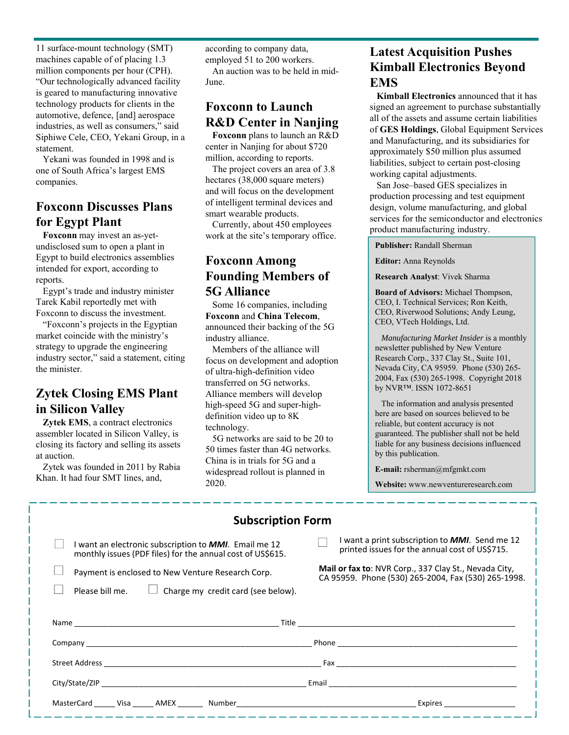11 surface-mount technology (SMT) machines capable of of placing 1.3 million components per hour (CPH). "Our technologically advanced facility is geared to manufacturing innovative technology products for clients in the automotive, defence, [and] aerospace industries, as well as consumers," said Siphiwe Cele, CEO, Yekani Group, in a statement.

Yekani was founded in 1998 and is one of South Africa's largest EMS companies.

## Foxconn Discusses Plans for Egypt Plant

**Foxconn** may invest an as-yet-undisclosed sum to open a plant in Egypt to build electronics assemblies intended for export, according to reports.

Egypt's trade and industry minister Tarek Kabil reportedly met with Foxconn to discuss the investment.

"Foxconn's projects in the Egyptian market coincide with the ministry's strategy to upgrade the engineering industry sector," said a statement, citing the minister.

## Zytek Closing EMS Plant in Silicon Valley

**Zytek EMS**, a contract electronics assembler located in Silicon Valley, is closing its factory and selling its assets at auction.

Zytek was founded in 2011 by Rabia Khan. It had four SMT lines, and, according to company data, employed 51 to 200 workers.

An auction was to be held in mid-June.

## Foxconn to Launch R&D Center in Nanjing

**Foxconn** plans to launch an R&D center in Nanjing for about $720 million, according to reports.

The project covers an area of 3.8 hectares (38,000 square meters) and will focus on the development of intelligent terminal devices and smart wearable products.

Currently, about 450 employees work at the site's temporary office.

## Foxconn Among Founding Members of 5G Alliance

Some 16 companies, including **Foxconn** and **China Telecom**, announced their backing of the 5G industry alliance.

Members of the alliance will focus on development and adoption of ultra-high-definition video transferred on 5G networks. Alliance members will develop high-speed 5G and super-high-definition video up to 8K technology.

5G networks are said to be 20 to 50 times faster than 4G networks. China is in trials for 5G and a widespread rollout is planned in 2020.

## Latest Acquisition Pushes Kimball Electronics Beyond EMS

**Kimball Electronics** announced that it has signed an agreement to purchase substantially all of the assets and assume certain liabilities of **GES Holdings**, Global Equipment Services and Manufacturing, and its subsidiaries for approximately $50 million plus assumed liabilities, subject to certain post-closing working capital adjustments.

San Jose–based GES specializes in production processing and test equipment design, volume manufacturing, and global services for the semiconductor and electronics product manufacturing industry.

---

**Publisher:** Randall Sherman

**Editor:** Anna Reynolds

**Research Analyst**: Vivek Sharma

**Board of Advisors:** Michael Thompson, CEO, I. Technical Services; Ron Keith, CEO, Riverwood Solutions; Andy Leung, CEO, VTech Holdings, Ltd.

*Manufacturing Market Insider* is a monthly newsletter published by New Venture Research Corp., 337 Clay St., Suite 101, Nevada City, CA 95959. Phone (530) 265-2004, Fax (530) 265-1998. Copyright 2018 by NVR™. ISSN 1072-8651

The information and analysis presented here are based on sources believed to be reliable, but content accuracy is not guaranteed. The publisher shall not be held liable for any business decisions influenced by this publication.

**E-mail:** rsherman@mfgmkt.com

**Website:** www.newventureresearch.com

---

## Subscription Form

☐ I want an electronic subscription to ***MMI***. Email me 12 monthly issues (PDF files) for the annual cost of US$615.

☐ I want a print subscription to ***MMI***. Send me 12 printed issues for the annual cost of US$715.

☐ Payment is enclosed to New Venture Research Corp.

☐ Please bill me. ☐ Charge my credit card (see below).

**Mail or fax to**: NVR Corp., 337 Clay St., Nevada City, CA 95959. Phone (530) 265-2004, Fax (530) 265-1998.

Name ________________________ Title ________________________

Company ________________________ Phone ________________________

Street Address ________________________ Fax ________________________

City/State/ZIP ________________________ Email ________________________

MasterCard _____ Visa _____ AMEX ______ Number ________________________ Expires ________________